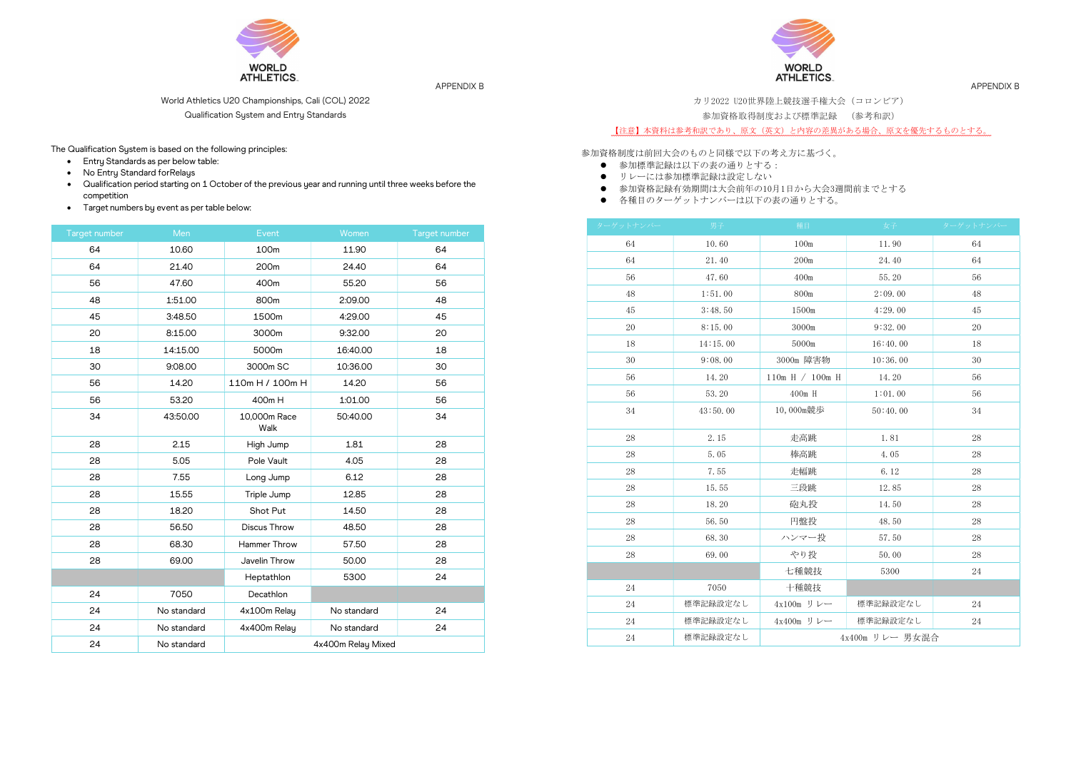APPENDIX B

World Athletics U20 Championships, Cali (COL) 2022

Qualification System and Entry Standards

The Qualification System is based on the following principles:

- Entry Standards as per below table:
- No Entry Standard forRelays
- Qualification period starting on 1 October of the previous year and running until three weeks before the competition
- Target numbers by event as per table below:

| Target number | Men | Event | Women | Target number |
|---|---|---|---|---|
| 64 | 10.60 | 100m | 11.90 | 64 |
| 64 | 21.40 | 200m | 24.40 | 64 |
| 56 | 47.60 | 400m | 55.20 | 56 |
| 48 | 1:51.00 | 800m | 2:09.00 | 48 |
| 45 | 3:48.50 | 1500m | 4:29.00 | 45 |
| 20 | 8:15.00 | 3000m | 9:32.00 | 20 |
| 18 | 14:15.00 | 5000m | 16:40.00 | 18 |
| 30 | 9:08.00 | 3000m SC | 10:36.00 | 30 |
| 56 | 14.20 | 110m H / 100m H | 14.20 | 56 |
| 56 | 53.20 | 400m H | 1:01.00 | 56 |
| 34 | 43:50.00 | 10,000m Race Walk | 50:40.00 | 34 |
| 28 | 2.15 | High Jump | 1.81 | 28 |
| 28 | 5.05 | Pole Vault | 4.05 | 28 |
| 28 | 7.55 | Long Jump | 6.12 | 28 |
| 28 | 15.55 | Triple Jump | 12.85 | 28 |
| 28 | 18.20 | Shot Put | 14.50 | 28 |
| 28 | 56.50 | Discus Throw | 48.50 | 28 |
| 28 | 68.30 | Hammer Throw | 57.50 | 28 |
| 28 | 69.00 | Javelin Throw | 50.00 | 28 |
| | | Heptathlon | 5300 | 24 |
| 24 | 7050 | Decathlon | | |
| 24 | No standard | 4x100m Relay | No standard | 24 |
| 24 | No standard | 4x400m Relay | No standard | 24 |
| 24 | No standard | 4x400m Relay Mixed | | |

APPENDIX B

カリ2022 U20世界陸上競技選手権大会（コロンビア）

参加資格取得制度および標準記録　（参考和訳）

【注意】本資料は参考和訳であり、原文（英文）と内容の差異がある場合、原文を優先するものとする。

参加資格制度は前回大会のものと同様で以下の考え方に基づく。

- 参加標準記録は以下の表の通りとする：
- リレーには参加標準記録は設定しない
- 参加資格記録有効期間は大会前年の10月1日から大会3週間前までとする
- 各種目のターゲットナンバーは以下の表の通りとする。

| ターゲットナンバー | 男子 | 種目 | 女子 | ターゲットナンバー |
|---|---|---|---|---|
| 64 | 10.60 | 100m | 11.90 | 64 |
| 64 | 21.40 | 200m | 24.40 | 64 |
| 56 | 47.60 | 400m | 55.20 | 56 |
| 48 | 1:51.00 | 800m | 2:09.00 | 48 |
| 45 | 3:48.50 | 1500m | 4:29.00 | 45 |
| 20 | 8:15.00 | 3000m | 9:32.00 | 20 |
| 18 | 14:15.00 | 5000m | 16:40.00 | 18 |
| 30 | 9:08.00 | 3000m 障害物 | 10:36.00 | 30 |
| 56 | 14.20 | 110m H / 100m H | 14.20 | 56 |
| 56 | 53.20 | 400m H | 1:01.00 | 56 |
| 34 | 43:50.00 | 10,000m競歩 | 50:40.00 | 34 |
| 28 | 2.15 | 走高跳 | 1.81 | 28 |
| 28 | 5.05 | 棒高跳 | 4.05 | 28 |
| 28 | 7.55 | 走幅跳 | 6.12 | 28 |
| 28 | 15.55 | 三段跳 | 12.85 | 28 |
| 28 | 18.20 | 砲丸投 | 14.50 | 28 |
| 28 | 56.50 | 円盤投 | 48.50 | 28 |
| 28 | 68.30 | ハンマー投 | 57.50 | 28 |
| 28 | 69.00 | やり投 | 50.00 | 28 |
| | | 七種競技 | 5300 | 24 |
| 24 | 7050 | 十種競技 | | |
| 24 | 標準記録設定なし | 4x100m リレー | 標準記録設定なし | 24 |
| 24 | 標準記録設定なし | 4x400m リレー | 標準記録設定なし | 24 |
| 24 | 標準記録設定なし | 4x400m リレー 男女混合 | | |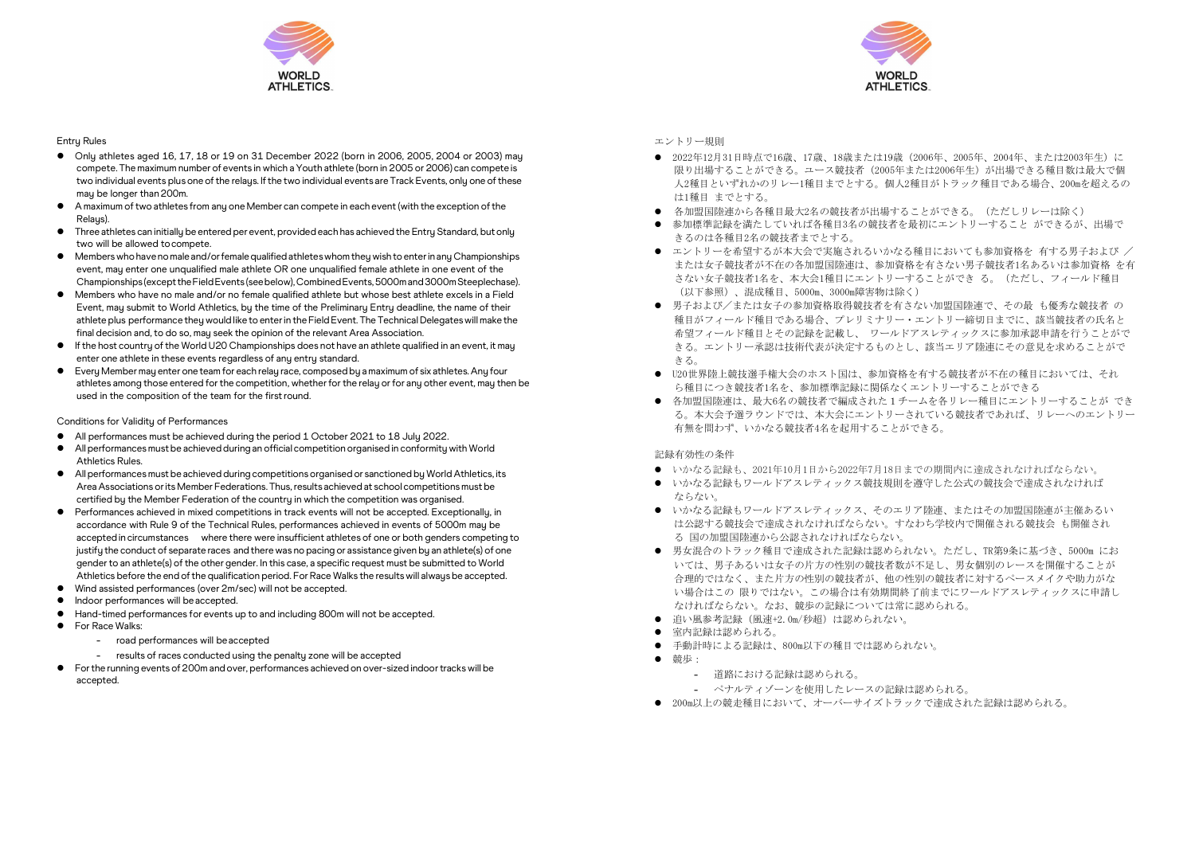WORLD ATHLETICS

Entry Rules

- Only athletes aged 16, 17, 18 or 19 on 31 December 2022 (born in 2006, 2005, 2004 or 2003) may compete. The maximum number of events in which a Youth athlete (born in 2005 or 2006) can compete is two individual events plus one of the relays. If the two individual events are Track Events, only one of these may be longer than 200m.
- A maximum of two athletes from any one Member can compete in each event (with the exception of the Relays).
- Three athletes can initially be entered per event, provided each has achieved the Entry Standard, but only two will be allowed to compete.
- Members who have no male and/or female qualified athletes whom they wish to enter in any Championships event, may enter one unqualified male athlete OR one unqualified female athlete in one event of the Championships (except the Field Events (see below), Combined Events, 5000m and 3000m Steeplechase).
- Members who have no male and/or no female qualified athlete but whose best athlete excels in a Field Event, may submit to World Athletics, by the time of the Preliminary Entry deadline, the name of their athlete plus performance they would like to enter in the Field Event. The Technical Delegates will make the final decision and, to do so, may seek the opinion of the relevant Area Association.
- If the host country of the World U20 Championships does not have an athlete qualified in an event, it may enter one athlete in these events regardless of any entry standard.
- Every Member may enter one team for each relay race, composed by a maximum of six athletes. Any four athletes among those entered for the competition, whether for the relay or for any other event, may then be used in the composition of the team for the first round.

Conditions for Validity of Performances

- All performances must be achieved during the period 1 October 2021 to 18 July 2022.
- All performances must be achieved during an official competition organised in conformity with World Athletics Rules.
- All performances must be achieved during competitions organised or sanctioned by World Athletics, its Area Associations or its Member Federations. Thus, results achieved at school competitions must be certified by the Member Federation of the country in which the competition was organised.
- Performances achieved in mixed competitions in track events will not be accepted. Exceptionally, in accordance with Rule 9 of the Technical Rules, performances achieved in events of 5000m may be accepted in circumstances where there were insufficient athletes of one or both genders competing to justify the conduct of separate races and there was no pacing or assistance given by an athlete(s) of one gender to an athlete(s) of the other gender. In this case, a specific request must be submitted to World Athletics before the end of the qualification period. For Race Walks the results will always be accepted.
- Wind assisted performances (over 2m/sec) will not be accepted.
- Indoor performances will be accepted.
- Hand-timed performances for events up to and including 800m will not be accepted.
- For Race Walks:
  - road performances will be accepted
  - results of races conducted using the penalty zone will be accepted
- For the running events of 200m and over, performances achieved on over-sized indoor tracks will be accepted.

WORLD ATHLETICS

エントリー規則

- 2022年12月31日時点で16歳、17歳、18歳または19歳（2006年、2005年、2004年、または2003年生）に限り出場することができる。ユース競技者（2005年または2006年生）が出場できる種目数は最大で個人2種目といずれかのリレー1種目までとする。個人2種目がトラック種目である場合、200mを超えるのは1種目 までとする。
- 各加盟国陸連から各種目最大2名の競技者が出場することができる。（ただしリレーは除く）
- 参加標準記録を満たしていれば各種目3名の競技者を最初にエントリーすること ができるが、出場できるのは各種目2名の競技者までとする。
- エントリーを希望するが本大会で実施されるいかなる種目においても参加資格を 有する男子および／または女子競技者が不在の各加盟国陸連は、参加資格を有さない男子競技者1名あるいは参加資格 を有さない女子競技者1名を、本大会1種目にエントリーすることができ る。（ただし、フィールド種目（以下参照）、混成種目、5000m、3000m障害物は除く）
- 男子および／または女子の参加資格取得競技者を有さない加盟国陸連で、その最 も優秀な競技者 の種目がフィールド種目である場合、プレリミナリー・エントリー締切日までに、該当競技者の氏名と希望フィールド種目とその記録を記載し、 ワールドアスレティックスに参加承認申請を行うことができる。エントリー承認は技術代表が決定するものとし、該当エリア陸連にその意見を求めることができる。
- U20世界陸上競技選手権大会のホスト国は、参加資格を有する競技者が不在の種目においては、それら種目につき競技者1名を、参加標準記録に関係なくエントリーすることができる
- 各加盟国陸連は、最大6名の競技者で編成された１チームを各リレー種目にエントリーすることが できる。本大会予選ラウンドでは、本大会にエントリーされている競技者であれば、リレーへのエントリー有無を問わず、いかなる競技者4名を起用することができる。

記録有効性の条件

- いかなる記録も、2021年10月1日から2022年7月18日までの期間内に達成されなければならない。
- いかなる記録もワールドアスレティックス競技規則を遵守した公式の競技会で達成されなければならない。
- いかなる記録もワールドアスレティックス、そのエリア陸連、またはその加盟国陸連が主催あるいは公認する競技会で達成されなければならない。すなわち学校内で開催される競技会 も開催される 国の加盟国陸連から公認されなければならない。
- 男女混合のトラック種目で達成された記録は認められない。ただし、TR第9条に基づき、5000m においては、男子あるいは女子の片方の性別の競技者数が不足し、男女個別のレースを開催することが合理的ではなく、また片方の性別の競技者が、他の性別の競技者に対するペースメイクや助力がない場合はこの 限りではない。この場合は有効期間終了前までにワールドアスレティックスに申請しなければならない。なお、競歩の記録については常に認められる。
- 追い風参考記録（風速+2.0m/秒超）は認められない。
- 室内記録は認められる。
- 手動計時による記録は、800m以下の種目では認められない。
- 競歩：
  - 道路における記録は認められる。
  - ペナルティゾーンを使用したレースの記録は認められる。
- 200m以上の競走種目において、オーバーサイズトラックで達成された記録は認められる。